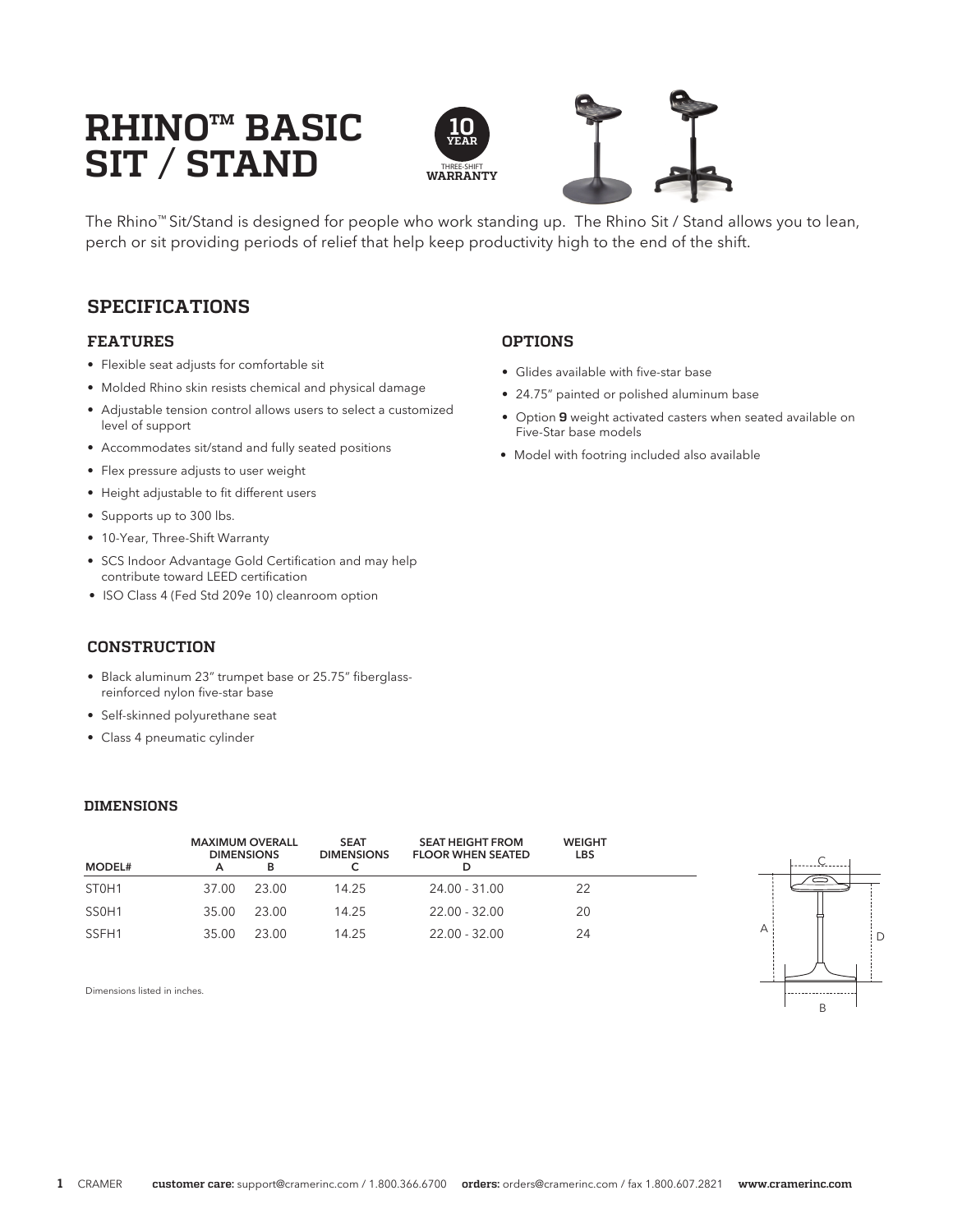# RHINO™ BASIC SIT / STAND

10 YEAR THREE-SHIFT WARRANTY

The Rhino™ Sit/Stand is designed for people who work standing up. The Rhino Sit / Stand allows you to lean, perch or sit providing periods of relief that help keep productivity high to the end of the shift.

## SPECIFICATIONS

### FEATURES

- Flexible seat adjusts for comfortable sit
- Molded Rhino skin resists chemical and physical damage
- Adjustable tension control allows users to select a customized level of support
- Accommodates sit/stand and fully seated positions
- Flex pressure adjusts to user weight
- Height adjustable to fit different users
- Supports up to 300 lbs.
- 10-Year, Three-Shift Warranty
- SCS Indoor Advantage Gold Certification and may help contribute toward LEED certification
- ISO Class 4 (Fed Std 209e 10) cleanroom option

### OPTIONS

- Glides available with five-star base
- 24.75" painted or polished aluminum base
- Option **9** weight activated casters when seated available on Five-Star base models
- Model with footring included also available

### CONSTRUCTION

- Black aluminum 23" trumpet base or 25.75" fiberglass-reinforced nylon five-star base
- Self-skinned polyurethane seat
- Class 4 pneumatic cylinder

### DIMENSIONS

| MODEL# | MAXIMUM OVERALL DIMENSIONS A | B | SEAT DIMENSIONS C | SEAT HEIGHT FROM FLOOR WHEN SEATED D | WEIGHT LBS |
|---|---|---|---|---|---|
| ST0H1 | 37.00 | 23.00 | 14.25 | 24.00 - 31.00 | 22 |
| SS0H1 | 35.00 | 23.00 | 14.25 | 22.00 - 32.00 | 20 |
| SSFH1 | 35.00 | 23.00 | 14.25 | 22.00 - 32.00 | 24 |

Dimensions listed in inches.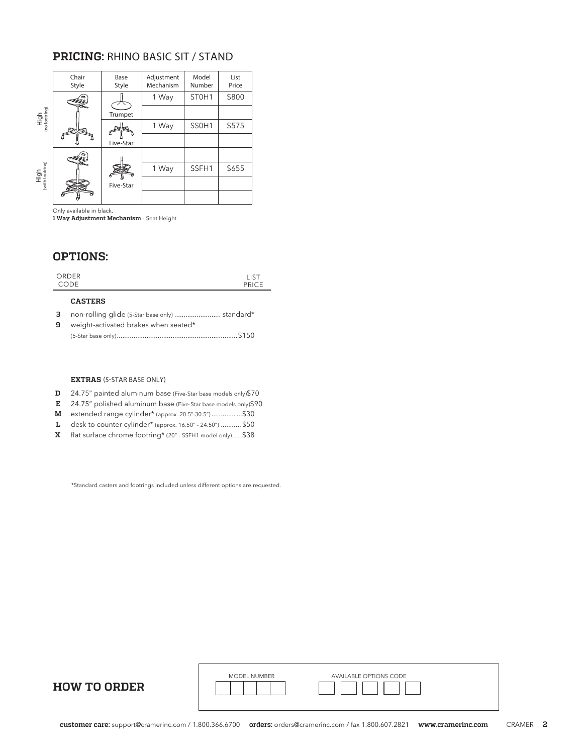## PRICING: RHINO BASIC SIT / STAND

| | Chair Style | Base Style | Adjustment Mechanism | Model Number | List Price |
|---|---|---|---|---|---|
| High (no footring) | | Trumpet | 1 Way | ST0H1 | $800 |
| | | | | | |
| | | Five-Star | 1 Way | SS0H1 | $575 |
| | | | | | |
| High (with footring) | | Five-Star | | | |
| | | | 1 Way | SSFH1 | $655 |
| | | | | | |
| | | | | | |

Only available in black.

**1 Way Adjustment Mechanism** - Seat Height

## OPTIONS:

| ORDER CODE | | LIST PRICE |
|---|---|---|
| | **CASTERS** | |
| **3** | non-rolling glide (5-Star base only) | standard* |
| **9** | weight-activated brakes when seated* (5-Star base only) | $150 |
| | **EXTRAS** (5-STAR BASE ONLY) | |
| **D** | 24.75" painted aluminum base (Five-Star base models only) | $70 |
| **E** | 24.75" polished aluminum base (Five-Star base models only) | $90 |
| **M** | extended range cylinder* (approx. 20.5"-30.5") | $30 |
| **L** | desk to counter cylinder* (approx. 16.50" - 24.50") | $50 |
| **X** | flat surface chrome footring* (20" - SSFH1 model only) | $38 |

*Standard casters and footrings included unless different options are requested.

## HOW TO ORDER

MODEL NUMBER | AVAILABLE OPTIONS CODE

**customer care:** support@cramerinc.com / 1.800.366.6700 **orders:** orders@cramerinc.com / fax 1.800.607.2821 **www.cramerinc.com**